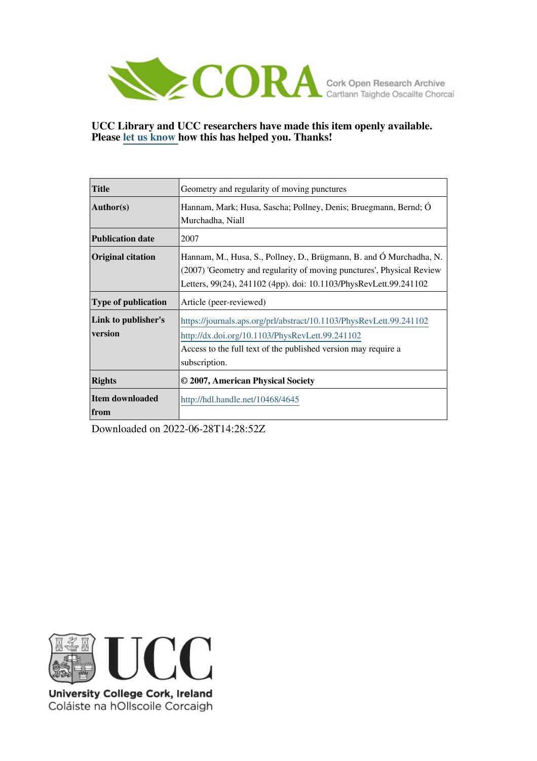CORA Cork Open Research Archive
Cartlann Taighde Oscailte Chorcaí

**UCC Library and UCC researchers have made this item openly available. Please let us know how this has helped you. Thanks!**

| **Title** | Geometry and regularity of moving punctures |
|---|---|
| **Author(s)** | Hannam, Mark; Husa, Sascha; Pollney, Denis; Bruegmann, Bernd; Ó Murchadha, Niall |
| **Publication date** | 2007 |
| **Original citation** | Hannam, M., Husa, S., Pollney, D., Brügmann, B. and Ó Murchadha, N. (2007) 'Geometry and regularity of moving punctures', Physical Review Letters, 99(24), 241102 (4pp). doi: 10.1103/PhysRevLett.99.241102 |
| **Type of publication** | Article (peer-reviewed) |
| **Link to publisher's version** | https://journals.aps.org/prl/abstract/10.1103/PhysRevLett.99.241102 http://dx.doi.org/10.1103/PhysRevLett.99.241102 Access to the full text of the published version may require a subscription. |
| **Rights** | **© 2007, American Physical Society** |
| **Item downloaded from** | http://hdl.handle.net/10468/4645 |

Downloaded on 2022-06-28T14:28:52Z

UCC
University College Cork, Ireland
Coláiste na hOllscoile Corcaigh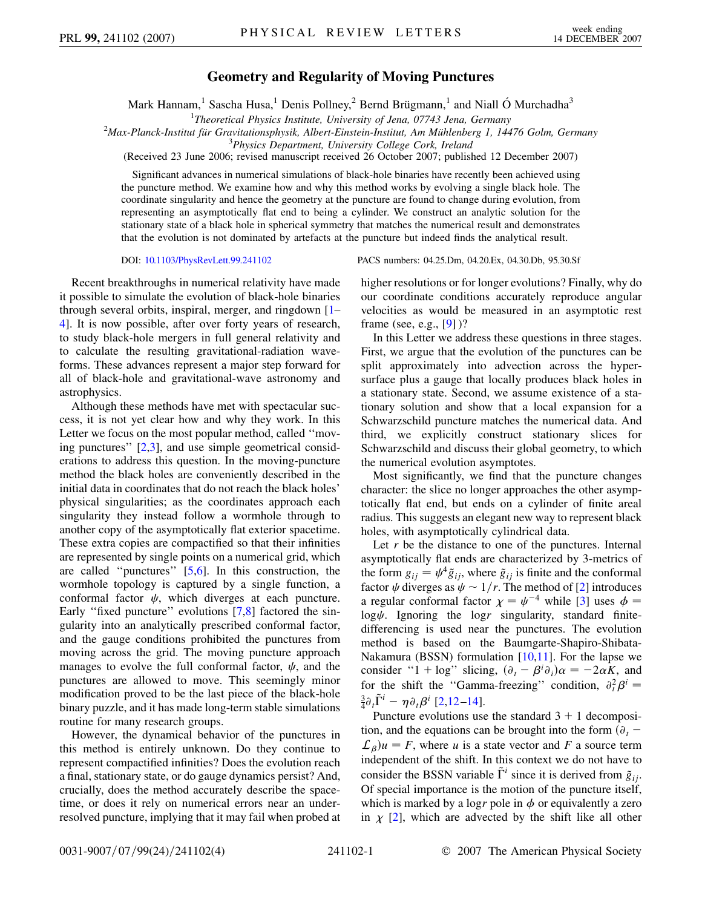# Geometry and Regularity of Moving Punctures

Mark Hannam,[1] Sascha Husa,[1] Denis Pollney,[2] Bernd Brügmann,[1] and Niall Ó Murchadha[3]

[1]*Theoretical Physics Institute, University of Jena, 07743 Jena, Germany*
[2]*Max-Planck-Institut für Gravitationsphysik, Albert-Einstein-Institut, Am Mühlenberg 1, 14476 Golm, Germany*
[3]*Physics Department, University College Cork, Ireland*

(Received 23 June 2006; revised manuscript received 26 October 2007; published 12 December 2007)

Significant advances in numerical simulations of black-hole binaries have recently been achieved using the puncture method. We examine how and why this method works by evolving a single black hole. The coordinate singularity and hence the geometry at the puncture are found to change during evolution, from representing an asymptotically flat end to being a cylinder. We construct an analytic solution for the stationary state of a black hole in spherical symmetry that matches the numerical result and demonstrates that the evolution is not dominated by artefacts at the puncture but indeed finds the analytical result.

DOI: 10.1103/PhysRevLett.99.241102 PACS numbers: 04.25.Dm, 04.20.Ex, 04.30.Db, 95.30.Sf

Recent breakthroughs in numerical relativity have made it possible to simulate the evolution of black-hole binaries through several orbits, inspiral, merger, and ringdown [1–4]. It is now possible, after over forty years of research, to study black-hole mergers in full general relativity and to calculate the resulting gravitational-radiation waveforms. These advances represent a major step forward for all of black-hole and gravitational-wave astronomy and astrophysics.

Although these methods have met with spectacular success, it is not yet clear how and why they work. In this Letter we focus on the most popular method, called "moving punctures" [2,3], and use simple geometrical considerations to address this question. In the moving-puncture method the black holes are conveniently described in the initial data in coordinates that do not reach the black holes' physical singularities; as the coordinates approach each singularity they instead follow a wormhole through to another copy of the asymptotically flat exterior spacetime. These extra copies are compactified so that their infinities are represented by single points on a numerical grid, which are called "punctures" [5,6]. In this construction, the wormhole topology is captured by a single function, a conformal factor $\psi$, which diverges at each puncture. Early "fixed puncture" evolutions [7,8] factored the singularity into an analytically prescribed conformal factor, and the gauge conditions prohibited the punctures from moving across the grid. The moving puncture approach manages to evolve the full conformal factor, $\psi$, and the punctures are allowed to move. This seemingly minor modification proved to be the last piece of the black-hole binary puzzle, and it has made long-term stable simulations routine for many research groups.

However, the dynamical behavior of the punctures in this method is entirely unknown. Do they continue to represent compactified infinities? Does the evolution reach a final, stationary state, or do gauge dynamics persist? And, crucially, does the method accurately describe the spacetime, or does it rely on numerical errors near an underresolved puncture, implying that it may fail when probed at higher resolutions or for longer evolutions? Finally, why do our coordinate conditions accurately reproduce angular velocities as would be measured in an asymptotic rest frame (see, e.g., [9])?

In this Letter we address these questions in three stages. First, we argue that the evolution of the punctures can be split approximately into advection across the hypersurface plus a gauge that locally produces black holes in a stationary state. Second, we assume existence of a stationary solution and show that a local expansion for a Schwarzschild puncture matches the numerical data. And third, we explicitly construct stationary slices for Schwarzschild and discuss their global geometry, to which the numerical evolution asymptotes.

Most significantly, we find that the puncture changes character: the slice no longer approaches the other asymptotically flat end, but ends on a cylinder of finite areal radius. This suggests an elegant new way to represent black holes, with asymptotically cylindrical data.

Let $r$ be the distance to one of the punctures. Internal asymptotically flat ends are characterized by 3-metrics of the form $g_{ij} = \psi^4 \tilde{g}_{ij}$, where $\tilde{g}_{ij}$ is finite and the conformal factor $\psi$ diverges as $\psi \sim 1/r$. The method of [2] introduces a regular conformal factor $\chi = \psi^{-4}$ while [3] uses $\phi = \log\psi$. Ignoring the $\log r$ singularity, standard finite-differencing is used near the punctures. The evolution method is based on the Baumgarte-Shapiro-Shibata-Nakamura (BSSN) formulation [10,11]. For the lapse we consider "$1 + \log$" slicing, $(\partial_t - \beta^i\partial_i)\alpha = -2\alpha K$, and for the shift the "Gamma-freezing" condition, $\partial_t^2\beta^i = \frac{3}{4}\partial_t\tilde{\Gamma}^i - \eta\partial_t\beta^i$ [2,12–14].

Puncture evolutions use the standard $3 + 1$ decomposition, and the equations can be brought into the form $(\partial_t - \mathcal{L}_\beta)u = F$, where $u$ is a state vector and $F$ a source term independent of the shift. In this context we do not have to consider the BSSN variable $\tilde{\Gamma}^i$ since it is derived from $\tilde{g}_{ij}$. Of special importance is the motion of the puncture itself, which is marked by a $\log r$ pole in $\phi$ or equivalently a zero in $\chi$ [2], which are advected by the shift like all other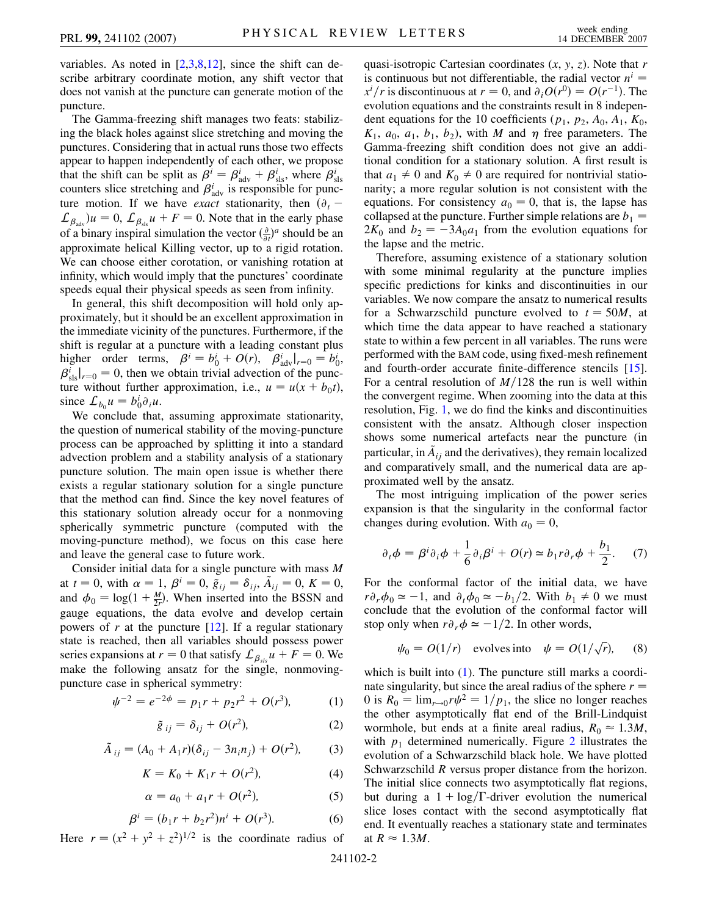variables. As noted in [2,3,8,12], since the shift can describe arbitrary coordinate motion, any shift vector that does not vanish at the puncture can generate motion of the puncture.

The Gamma-freezing shift manages two feats: stabilizing the black holes against slice stretching and moving the punctures. Considering that in actual runs those two effects appear to happen independently of each other, we propose that the shift can be split as $\beta^i = \beta^i_{\rm adv} + \beta^i_{\rm sls}$, where $\beta^i_{\rm sls}$ counters slice stretching and $\beta^i_{\rm adv}$ is responsible for puncture motion. If we have *exact* stationarity, then $(\partial_t - \mathcal{L}_{\beta_{\rm adv}})u = 0$, $\mathcal{L}_{\beta_{\rm sls}} u + F = 0$. Note that in the early phase of a binary inspiral simulation the vector $(\frac{\partial}{\partial t})^a$ should be an approximate helical Killing vector, up to a rigid rotation. We can choose either corotation, or vanishing rotation at infinity, which would imply that the punctures' coordinate speeds equal their physical speeds as seen from infinity.

In general, this shift decomposition will hold only approximately, but it should be an excellent approximation in the immediate vicinity of the punctures. Furthermore, if the shift is regular at a puncture with a leading constant plus higher order terms, $\beta^i = b^i_0 + O(r)$, $\beta^i_{\rm adv}|_{r=0} = b^i_0$, $\beta^i_{\rm sls}|_{r=0} = 0$, then we obtain trivial advection of the puncture without further approximation, i.e., $u = u(x + b_0 t)$, since $\mathcal{L}_{b_0} u = b^i_0 \partial_i u$.

We conclude that, assuming approximate stationarity, the question of numerical stability of the moving-puncture process can be approached by splitting it into a standard advection problem and a stability analysis of a stationary puncture solution. The main open issue is whether there exists a regular stationary solution for a single puncture that the method can find. Since the key novel features of this stationary solution already occur for a nonmoving spherically symmetric puncture (computed with the moving-puncture method), we focus on this case here and leave the general case to future work.

Consider initial data for a single puncture with mass $M$ at $t = 0$, with $\alpha = 1$, $\beta^i = 0$, $\tilde{g}_{ij} = \delta_{ij}$, $\tilde{A}_{ij} = 0$, $K = 0$, and $\phi_0 = \log(1 + \frac{M}{2r})$. When inserted into the BSSN and gauge equations, the data evolve and develop certain powers of $r$ at the puncture [12]. If a regular stationary state is reached, then all variables should possess power series expansions at $r = 0$ that satisfy $\mathcal{L}_{\beta_{sls}} u + F = 0$. We make the following ansatz for the single, nonmoving-puncture case in spherical symmetry:

$$\psi^{-2} = e^{-2\phi} = p_1 r + p_2 r^2 + O(r^3), \tag{1}$$

$$\tilde{g}_{ij} = \delta_{ij} + O(r^2), \tag{2}$$

$$\tilde{A}_{ij} = (A_0 + A_1 r)(\delta_{ij} - 3 n_i n_j) + O(r^2), \tag{3}$$

$$K = K_0 + K_1 r + O(r^2), \tag{4}$$

$$\alpha = a_0 + a_1 r + O(r^2), \tag{5}$$

$$\beta^i = (b_1 r + b_2 r^2) n^i + O(r^3). \tag{6}$$

Here $r = (x^2 + y^2 + z^2)^{1/2}$ is the coordinate radius of quasi-isotropic Cartesian coordinates $(x, y, z)$. Note that $r$ is continuous but not differentiable, the radial vector $n^i = x^i/r$ is discontinuous at $r = 0$, and $\partial_i O(r^0) = O(r^{-1})$. The evolution equations and the constraints result in 8 independent equations for the 10 coefficients ($p_1$, $p_2$, $A_0$, $A_1$, $K_0$, $K_1$, $a_0$, $a_1$, $b_1$, $b_2$), with $M$ and $\eta$ free parameters. The Gamma-freezing shift condition does not give an additional condition for a stationary solution. A first result is that $a_1 \neq 0$ and $K_0 \neq 0$ are required for nontrivial stationarity; a more regular solution is not consistent with the equations. For consistency $a_0 = 0$, that is, the lapse has collapsed at the puncture. Further simple relations are $b_1 = 2K_0$ and $b_2 = -3A_0 a_1$ from the evolution equations for the lapse and the metric.

Therefore, assuming existence of a stationary solution with some minimal regularity at the puncture implies specific predictions for kinks and discontinuities in our variables. We now compare the ansatz to numerical results for a Schwarzschild puncture evolved to $t = 50M$, at which time the data appear to have reached a stationary state to within a few percent in all variables. The runs were performed with the BAM code, using fixed-mesh refinement and fourth-order accurate finite-difference stencils [15]. For a central resolution of $M/128$ the run is well within the convergent regime. When zooming into the data at this resolution, Fig. 1, we do find the kinks and discontinuities consistent with the ansatz. Although closer inspection shows some numerical artefacts near the puncture (in particular, in $\tilde{A}_{ij}$ and the derivatives), they remain localized and comparatively small, and the numerical data are approximated well by the ansatz.

The most intriguing implication of the power series expansion is that the singularity in the conformal factor changes during evolution. With $a_0 = 0$,

$$\partial_t \phi = \beta^i \partial_i \phi + \frac{1}{6} \partial_i \beta^i + O(r) \simeq b_1 r \partial_r \phi + \frac{b_1}{2}. \tag{7}$$

For the conformal factor of the initial data, we have $r\partial_r \phi_0 \simeq -1$, and $\partial_t \phi_0 \simeq -b_1/2$. With $b_1 \neq 0$ we must conclude that the evolution of the conformal factor will stop only when $r\partial_r \phi \simeq -1/2$. In other words,

$$\psi_0 = O(1/r) \quad \text{evolves into} \quad \psi = O(1/\sqrt{r}), \tag{8}$$

which is built into (1). The puncture still marks a coordinate singularity, but since the areal radius of the sphere $r = 0$ is $R_0 = \lim_{r\to 0} r\psi^2 = 1/p_1$, the slice no longer reaches the other asymptotically flat end of the Brill-Lindquist wormhole, but ends at a finite areal radius, $R_0 \approx 1.3M$, with $p_1$ determined numerically. Figure 2 illustrates the evolution of a Schwarzschild black hole. We have plotted Schwarzschild $R$ versus proper distance from the horizon. The initial slice connects two asymptotically flat regions, but during a $1 + \log/\Gamma$-driver evolution the numerical slice loses contact with the second asymptotically flat end. It eventually reaches a stationary state and terminates at $R \approx 1.3M$.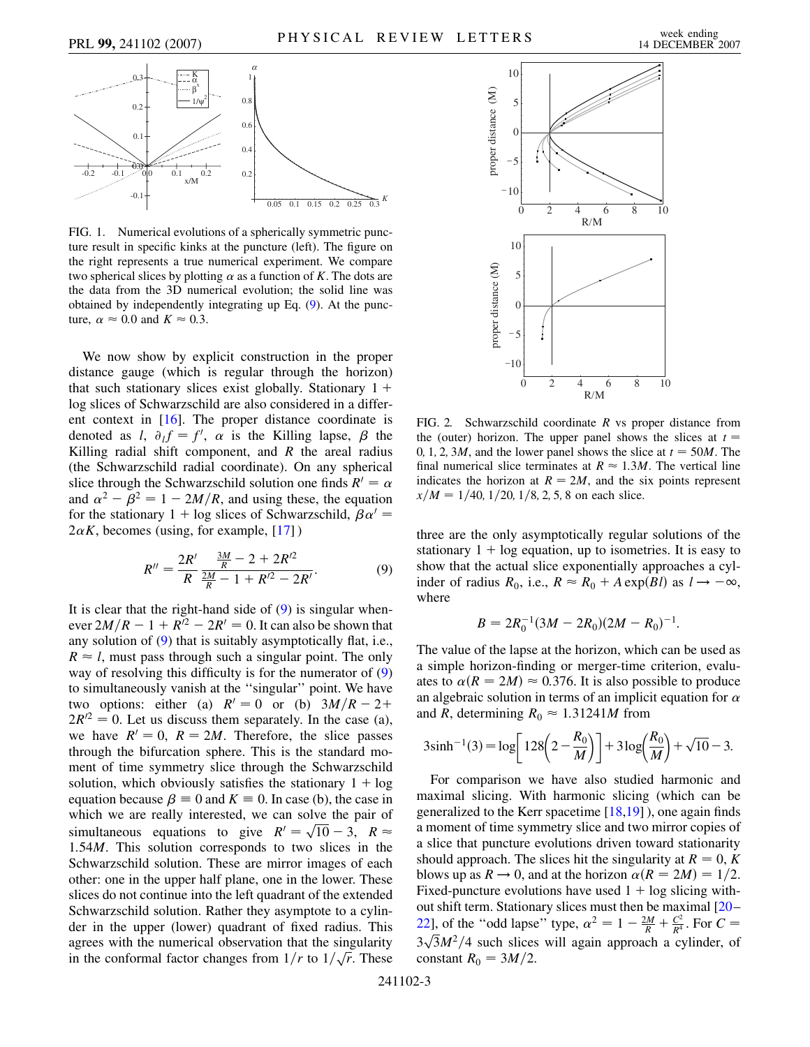FIG. 1. Numerical evolutions of a spherically symmetric puncture result in specific kinks at the puncture (left). The figure on the right represents a true numerical experiment. We compare two spherical slices by plotting $\alpha$ as a function of $K$. The dots are the data from the 3D numerical evolution; the solid line was obtained by independently integrating up Eq. (9). At the puncture, $\alpha \approx 0.0$ and $K \approx 0.3$.

We now show by explicit construction in the proper distance gauge (which is regular through the horizon) that such stationary slices exist globally. Stationary $1+\log$ slices of Schwarzschild are also considered in a different context in [16]. The proper distance coordinate is denoted as $l$, $\partial_l f = f'$, $\alpha$ is the Killing lapse, $\beta$ the Killing radial shift component, and $R$ the areal radius (the Schwarzschild radial coordinate). On any spherical slice through the Schwarzschild solution one finds $R' = \alpha$ and $\alpha^2 - \beta^2 = 1 - 2M/R$, and using these, the equation for the stationary $1+\log$ slices of Schwarzschild, $\beta\alpha' = 2\alpha K$, becomes (using, for example, [17])

$$R'' = \frac{2R'}{R}\,\frac{\frac{3M}{R} - 2 + 2R'^2}{\frac{2M}{R} - 1 + R'^2 - 2R'}. \tag{9}$$

It is clear that the right-hand side of (9) is singular whenever $2M/R - 1 + R'^2 - 2R' = 0$. It can also be shown that any solution of (9) that is suitably asymptotically flat, i.e., $R \approx l$, must pass through such a singular point. The only way of resolving this difficulty is for the numerator of (9) to simultaneously vanish at the "singular" point. We have two options: either (a) $R' = 0$ or (b) $3M/R - 2 + 2R'^2 = 0$. Let us discuss them separately. In the case (a), we have $R' = 0$, $R = 2M$. Therefore, the slice passes through the bifurcation sphere. This is the standard moment of time symmetry slice through the Schwarzschild solution, which obviously satisfies the stationary $1+\log$ equation because $\beta \equiv 0$ and $K \equiv 0$. In case (b), the case in which we are really interested, we can solve the pair of simultaneous equations to give $R' = \sqrt{10} - 3$, $R \approx 1.54M$. This solution corresponds to two slices in the Schwarzschild solution. These are mirror images of each other: one in the upper half plane, one in the lower. These slices do not continue into the left quadrant of the extended Schwarzschild solution. Rather they asymptote to a cylinder in the upper (lower) quadrant of fixed radius. This agrees with the numerical observation that the singularity in the conformal factor changes from $1/r$ to $1/\sqrt{r}$. These three are the only asymptotically regular solutions of the stationary $1+\log$ equation, up to isometries. It is easy to show that the actual slice exponentially approaches a cylinder of radius $R_0$, i.e., $R \approx R_0 + A\exp(Bl)$ as $l \to -\infty$, where

$$B = 2R_0^{-1}(3M - 2R_0)(2M - R_0)^{-1}.$$

The value of the lapse at the horizon, which can be used as a simple horizon-finding or merger-time criterion, evaluates to $\alpha(R = 2M) \approx 0.376$. It is also possible to produce an algebraic solution in terms of an implicit equation for $\alpha$ and $R$, determining $R_0 \approx 1.31241M$ from

$$3\sinh^{-1}(3) = \log\left[128\left(2 - \frac{R_0}{M}\right)\right] + 3\log\left(\frac{R_0}{M}\right) + \sqrt{10} - 3.$$

FIG. 2. Schwarzschild coordinate $R$ vs proper distance from the (outer) horizon. The upper panel shows the slices at $t = 0, 1, 2, 3M$, and the lower panel shows the slice at $t = 50M$. The final numerical slice terminates at $R \approx 1.3M$. The vertical line indicates the horizon at $R = 2M$, and the six points represent $x/M = 1/40, 1/20, 1/8, 2, 5, 8$ on each slice.

For comparison we have also studied harmonic and maximal slicing. With harmonic slicing (which can be generalized to the Kerr spacetime [18,19]), one again finds a moment of time symmetry slice and two mirror copies of a slice that puncture evolutions driven toward stationarity should approach. The slices hit the singularity at $R = 0$, $K$ blows up as $R \to 0$, and at the horizon $\alpha(R = 2M) = 1/2$. Fixed-puncture evolutions have used $1+\log$ slicing without shift term. Stationary slices must then be maximal [20–22], of the "odd lapse" type, $\alpha^2 = 1 - \frac{2M}{R} + \frac{C^2}{R^4}$. For $C = 3\sqrt{3}M^2/4$ such slices will again approach a cylinder, of constant $R_0 = 3M/2$.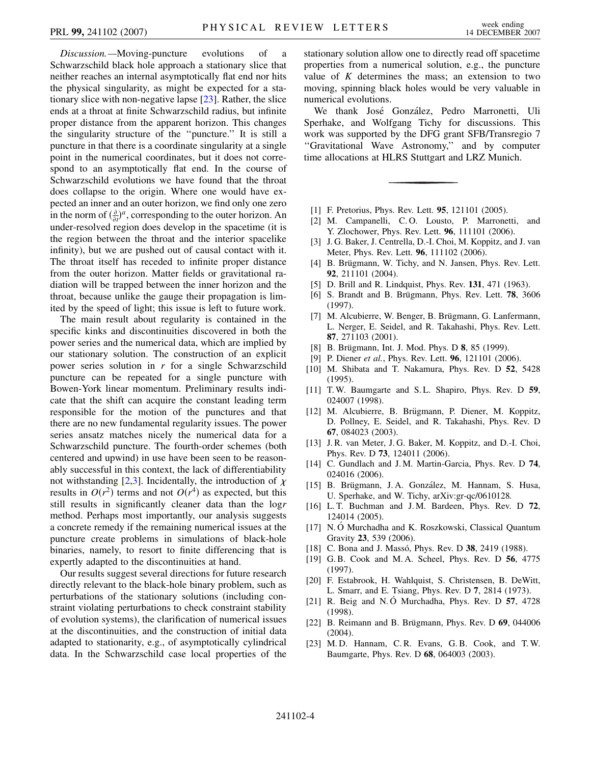*Discussion.*—Moving-puncture evolutions of a Schwarzschild black hole approach a stationary slice that neither reaches an internal asymptotically flat end nor hits the physical singularity, as might be expected for a stationary slice with non-negative lapse [23]. Rather, the slice ends at a throat at finite Schwarzschild radius, but infinite proper distance from the apparent horizon. This changes the singularity structure of the "puncture." It is still a puncture in that there is a coordinate singularity at a single point in the numerical coordinates, but it does not correspond to an asymptotically flat end. In the course of Schwarzschild evolutions we have found that the throat does collapse to the origin. Where one would have expected an inner and an outer horizon, we find only one zero in the norm of $(\frac{\partial}{\partial t})^a$, corresponding to the outer horizon. An under-resolved region does develop in the spacetime (it is the region between the throat and the interior spacelike infinity), but we are pushed out of causal contact with it. The throat itself has receded to infinite proper distance from the outer horizon. Matter fields or gravitational radiation will be trapped between the inner horizon and the throat, because unlike the gauge their propagation is limited by the speed of light; this issue is left to future work.

The main result about regularity is contained in the specific kinks and discontinuities discovered in both the power series and the numerical data, which are implied by our stationary solution. The construction of an explicit power series solution in $r$ for a single Schwarzschild puncture can be repeated for a single puncture with Bowen-York linear momentum. Preliminary results indicate that the shift can acquire the constant leading term responsible for the motion of the punctures and that there are no new fundamental regularity issues. The power series ansatz matches nicely the numerical data for a Schwarzschild puncture. The fourth-order schemes (both centered and upwind) in use have been seen to be reasonably successful in this context, the lack of differentiability not withstanding [2,3]. Incidentally, the introduction of $\chi$ results in $O(r^2)$ terms and not $O(r^4)$ as expected, but this still results in significantly cleaner data than the log$r$ method. Perhaps most importantly, our analysis suggests a concrete remedy if the remaining numerical issues at the puncture create problems in simulations of black-hole binaries, namely, to resort to finite differencing that is expertly adapted to the discontinuities at hand.

Our results suggest several directions for future research directly relevant to the black-hole binary problem, such as perturbations of the stationary solutions (including constraint violating perturbations to check constraint stability of evolution systems), the clarification of numerical issues at the discontinuities, and the construction of initial data adapted to stationarity, e.g., of asymptotically cylindrical data. In the Schwarzschild case local properties of the stationary solution allow one to directly read off spacetime properties from a numerical solution, e.g., the puncture value of $K$ determines the mass; an extension to two moving, spinning black holes would be very valuable in numerical evolutions.

We thank José González, Pedro Marronetti, Uli Sperhake, and Wolfgang Tichy for discussions. This work was supported by the DFG grant SFB/Transregio 7 "Gravitational Wave Astronomy," and by computer time allocations at HLRS Stuttgart and LRZ Munich.

---

[1] F. Pretorius, Phys. Rev. Lett. **95**, 121101 (2005).

[2] M. Campanelli, C. O. Lousto, P. Marronetti, and Y. Zlochower, Phys. Rev. Lett. **96**, 111101 (2006).

[3] J. G. Baker, J. Centrella, D.-I. Choi, M. Koppitz, and J. van Meter, Phys. Rev. Lett. **96**, 111102 (2006).

[4] B. Brügmann, W. Tichy, and N. Jansen, Phys. Rev. Lett. **92**, 211101 (2004).

[5] D. Brill and R. Lindquist, Phys. Rev. **131**, 471 (1963).

[6] S. Brandt and B. Brügmann, Phys. Rev. Lett. **78**, 3606 (1997).

[7] M. Alcubierre, W. Benger, B. Brügmann, G. Lanfermann, L. Nerger, E. Seidel, and R. Takahashi, Phys. Rev. Lett. **87**, 271103 (2001).

[8] B. Brügmann, Int. J. Mod. Phys. D **8**, 85 (1999).

[9] P. Diener *et al.*, Phys. Rev. Lett. **96**, 121101 (2006).

[10] M. Shibata and T. Nakamura, Phys. Rev. D **52**, 5428 (1995).

[11] T. W. Baumgarte and S. L. Shapiro, Phys. Rev. D **59**, 024007 (1998).

[12] M. Alcubierre, B. Brügmann, P. Diener, M. Koppitz, D. Pollney, E. Seidel, and R. Takahashi, Phys. Rev. D **67**, 084023 (2003).

[13] J. R. van Meter, J. G. Baker, M. Koppitz, and D.-I. Choi, Phys. Rev. D **73**, 124011 (2006).

[14] C. Gundlach and J. M. Martin-Garcia, Phys. Rev. D **74**, 024016 (2006).

[15] B. Brügmann, J. A. González, M. Hannam, S. Husa, U. Sperhake, and W. Tichy, arXiv:gr-qc/0610128.

[16] L. T. Buchman and J. M. Bardeen, Phys. Rev. D **72**, 124014 (2005).

[17] N. Ó Murchadha and K. Roszkowski, Classical Quantum Gravity **23**, 539 (2006).

[18] C. Bona and J. Massó, Phys. Rev. D **38**, 2419 (1988).

[19] G. B. Cook and M. A. Scheel, Phys. Rev. D **56**, 4775 (1997).

[20] F. Estabrook, H. Wahlquist, S. Christensen, B. DeWitt, L. Smarr, and E. Tsiang, Phys. Rev. D **7**, 2814 (1973).

[21] R. Beig and N. Ó Murchadha, Phys. Rev. D **57**, 4728 (1998).

[22] B. Reimann and B. Brügmann, Phys. Rev. D **69**, 044006 (2004).

[23] M. D. Hannam, C. R. Evans, G. B. Cook, and T. W. Baumgarte, Phys. Rev. D **68**, 064003 (2003).